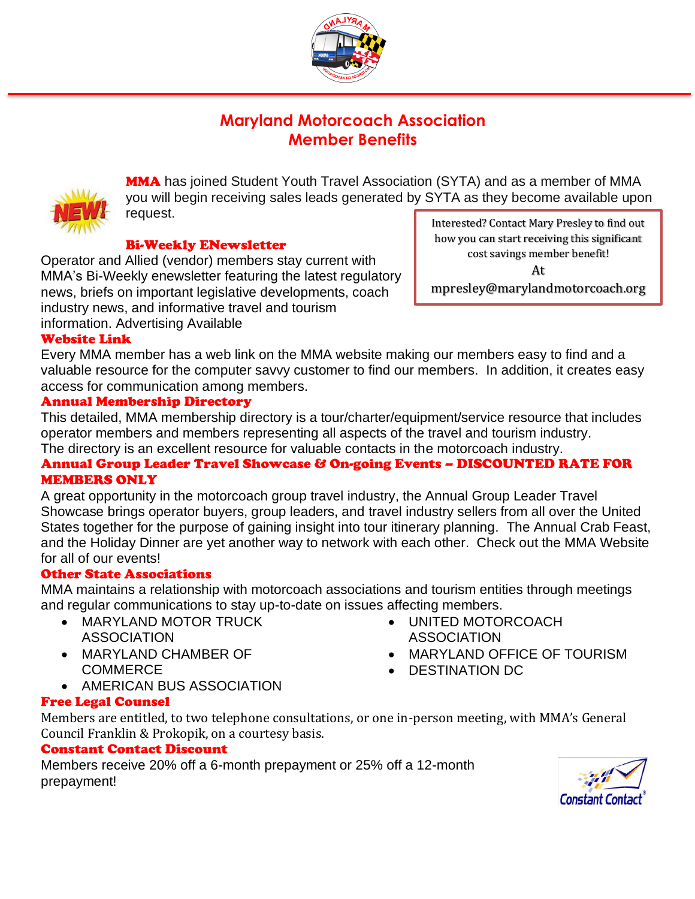# Maryland Motorcoach Association
## Member Benefits

**MMA** has joined Student Youth Travel Association (SYTA) and as a member of MMA you will begin receiving sales leads generated by SYTA as they become available upon request.

> Interested? Contact Mary Presley to find out how you can start receiving this significant cost savings member benefit!
> At
> mpresley@marylandmotorcoach.org

### Bi-Weekly ENewsletter

Operator and Allied (vendor) members stay current with MMA's Bi-Weekly enewsletter featuring the latest regulatory news, briefs on important legislative developments, coach industry news, and informative travel and tourism information. Advertising Available

### Website Link

Every MMA member has a web link on the MMA website making our members easy to find and a valuable resource for the computer savvy customer to find our members. In addition, it creates easy access for communication among members.

### Annual Membership Directory

This detailed, MMA membership directory is a tour/charter/equipment/service resource that includes operator members and members representing all aspects of the travel and tourism industry. The directory is an excellent resource for valuable contacts in the motorcoach industry.

### Annual Group Leader Travel Showcase & On-going Events – DISCOUNTED RATE FOR MEMBERS ONLY

A great opportunity in the motorcoach group travel industry, the Annual Group Leader Travel Showcase brings operator buyers, group leaders, and travel industry sellers from all over the United States together for the purpose of gaining insight into tour itinerary planning. The Annual Crab Feast, and the Holiday Dinner are yet another way to network with each other. Check out the MMA Website for all of our events!

### Other State Associations

MMA maintains a relationship with motorcoach associations and tourism entities through meetings and regular communications to stay up-to-date on issues affecting members.

- MARYLAND MOTOR TRUCK ASSOCIATION
- MARYLAND CHAMBER OF COMMERCE
- AMERICAN BUS ASSOCIATION
- UNITED MOTORCOACH ASSOCIATION
- MARYLAND OFFICE OF TOURISM
- DESTINATION DC

### Free Legal Counsel

Members are entitled, to two telephone consultations, or one in-person meeting, with MMA's General Council Franklin & Prokopik, on a courtesy basis.

### Constant Contact Discount

Members receive 20% off a 6-month prepayment or 25% off a 12-month prepayment!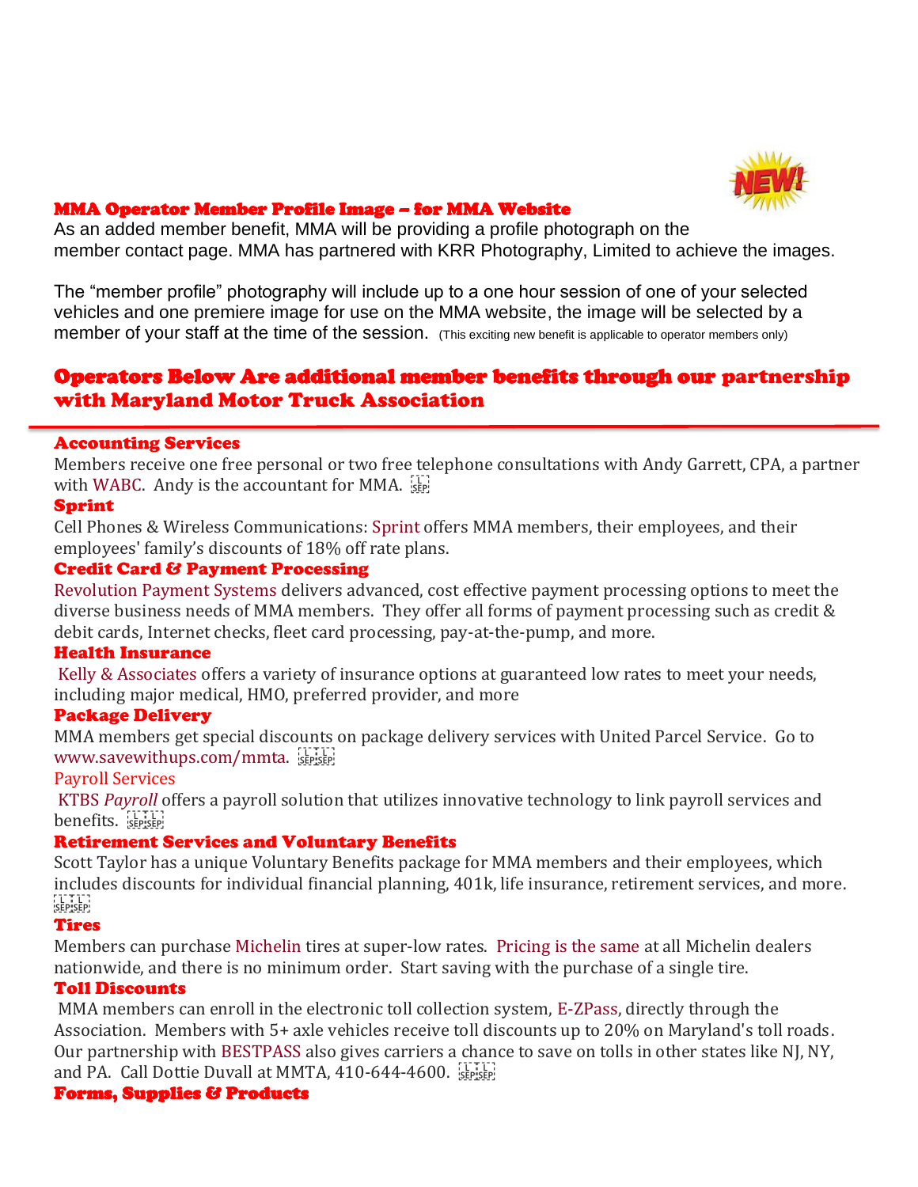### MMA Operator Member Profile Image – for MMA Website

As an added member benefit, MMA will be providing a profile photograph on the member contact page. MMA has partnered with KRR Photography, Limited to achieve the images.

The "member profile" photography will include up to a one hour session of one of your selected vehicles and one premiere image for use on the MMA website, the image will be selected by a member of your staff at the time of the session. (This exciting new benefit is applicable to operator members only)

## Operators Below Are additional member benefits through our partnership with Maryland Motor Truck Association

### Accounting Services

Members receive one free personal or two free telephone consultations with Andy Garrett, CPA, a partner with WABC. Andy is the accountant for MMA.

### Sprint

Cell Phones & Wireless Communications: Sprint offers MMA members, their employees, and their employees' family's discounts of 18% off rate plans.

### Credit Card & Payment Processing

Revolution Payment Systems delivers advanced, cost effective payment processing options to meet the diverse business needs of MMA members. They offer all forms of payment processing such as credit & debit cards, Internet checks, fleet card processing, pay-at-the-pump, and more.

### Health Insurance

Kelly & Associates offers a variety of insurance options at guaranteed low rates to meet your needs, including major medical, HMO, preferred provider, and more

### Package Delivery

MMA members get special discounts on package delivery services with United Parcel Service. Go to www.savewithups.com/mmta.

### Payroll Services

KTBS *Payroll* offers a payroll solution that utilizes innovative technology to link payroll services and benefits.

### Retirement Services and Voluntary Benefits

Scott Taylor has a unique Voluntary Benefits package for MMA members and their employees, which includes discounts for individual financial planning, 401k, life insurance, retirement services, and more.

### Tires

Members can purchase Michelin tires at super-low rates. Pricing is the same at all Michelin dealers nationwide, and there is no minimum order. Start saving with the purchase of a single tire.

### Toll Discounts

MMA members can enroll in the electronic toll collection system, E-ZPass, directly through the Association. Members with 5+ axle vehicles receive toll discounts up to 20% on Maryland's toll roads. Our partnership with BESTPASS also gives carriers a chance to save on tolls in other states like NJ, NY, and PA. Call Dottie Duvall at MMTA, 410-644-4600.

### Forms, Supplies & Products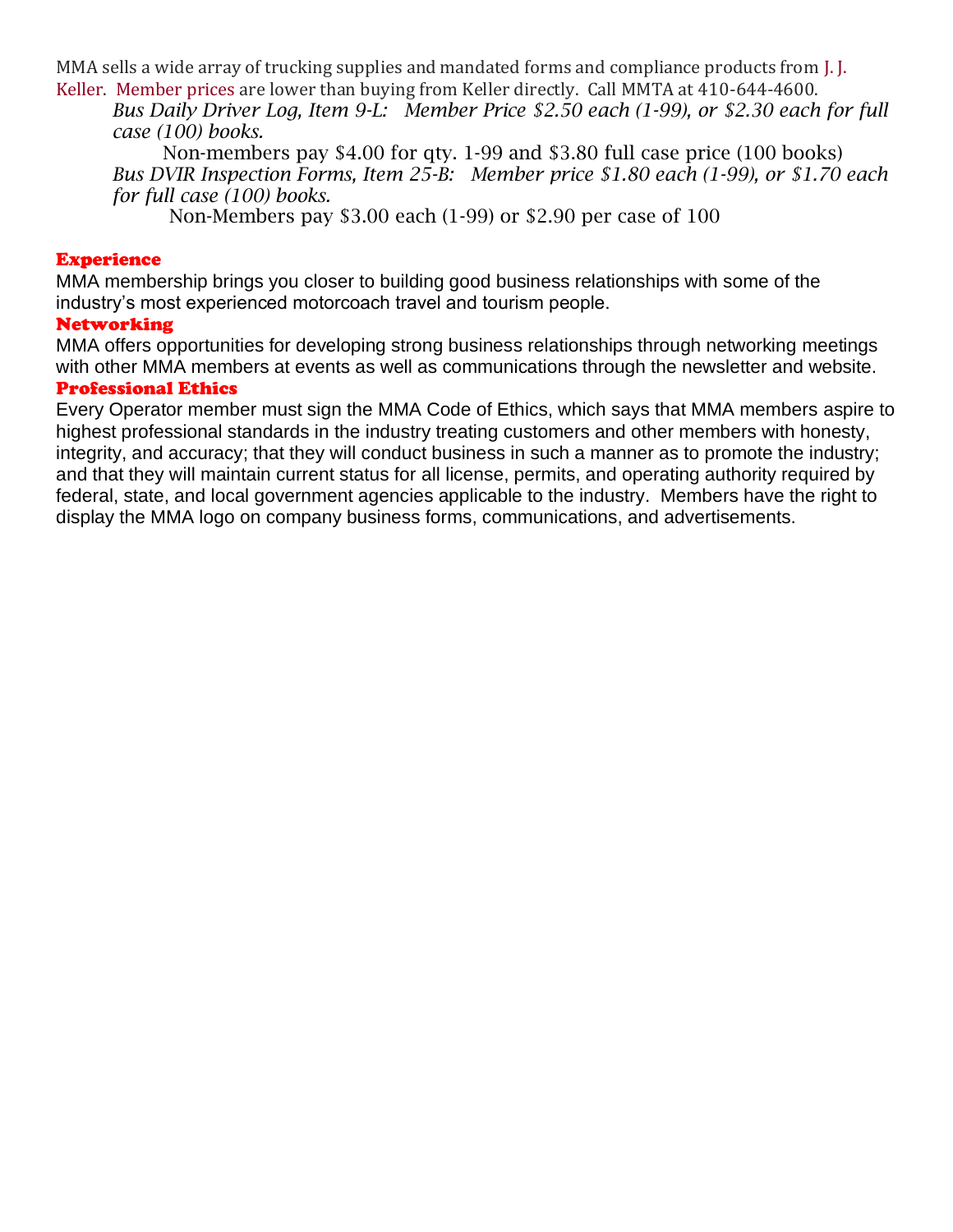MMA sells a wide array of trucking supplies and mandated forms and compliance products from J. J. Keller. Member prices are lower than buying from Keller directly. Call MMTA at 410-644-4600.

*Bus Daily Driver Log, Item 9-L: Member Price $2.50 each (1-99), or $2.30 each for full case (100) books.*

Non-members pay $4.00 for qty. 1-99 and $3.80 full case price (100 books)

*Bus DVIR Inspection Forms, Item 25-B: Member price $1.80 each (1-99), or $1.70 each for full case (100) books.*

Non-Members pay $3.00 each (1-99) or $2.90 per case of 100

### Experience

MMA membership brings you closer to building good business relationships with some of the industry's most experienced motorcoach travel and tourism people.

### Networking

MMA offers opportunities for developing strong business relationships through networking meetings with other MMA members at events as well as communications through the newsletter and website.

### Professional Ethics

Every Operator member must sign the MMA Code of Ethics, which says that MMA members aspire to highest professional standards in the industry treating customers and other members with honesty, integrity, and accuracy; that they will conduct business in such a manner as to promote the industry; and that they will maintain current status for all license, permits, and operating authority required by federal, state, and local government agencies applicable to the industry. Members have the right to display the MMA logo on company business forms, communications, and advertisements.